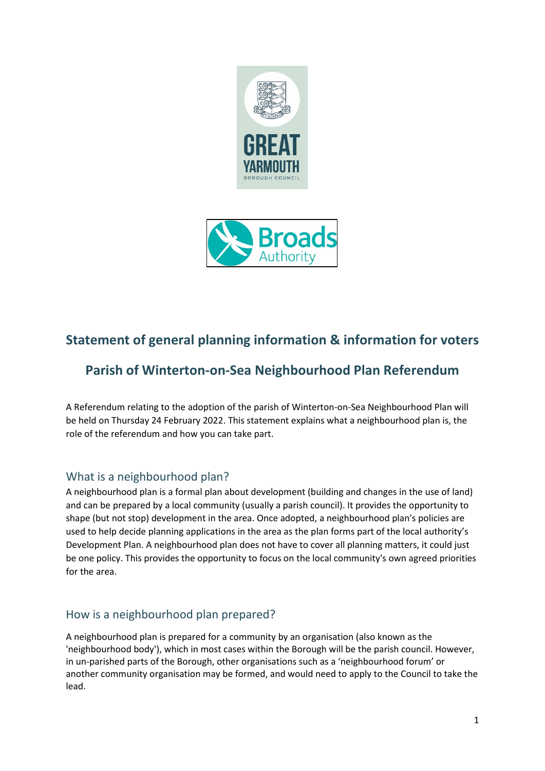# Statement of general planning information & information for voters

## Parish of Winterton-on-Sea Neighbourhood Plan Referendum

A Referendum relating to the adoption of the parish of Winterton-on-Sea Neighbourhood Plan will be held on Thursday 24 February 2022. This statement explains what a neighbourhood plan is, the role of the referendum and how you can take part.

### What is a neighbourhood plan?

A neighbourhood plan is a formal plan about development (building and changes in the use of land) and can be prepared by a local community (usually a parish council). It provides the opportunity to shape (but not stop) development in the area. Once adopted, a neighbourhood plan's policies are used to help decide planning applications in the area as the plan forms part of the local authority's Development Plan. A neighbourhood plan does not have to cover all planning matters, it could just be one policy. This provides the opportunity to focus on the local community's own agreed priorities for the area.

### How is a neighbourhood plan prepared?

A neighbourhood plan is prepared for a community by an organisation (also known as the 'neighbourhood body'), which in most cases within the Borough will be the parish council. However, in un-parished parts of the Borough, other organisations such as a 'neighbourhood forum' or another community organisation may be formed, and would need to apply to the Council to take the lead.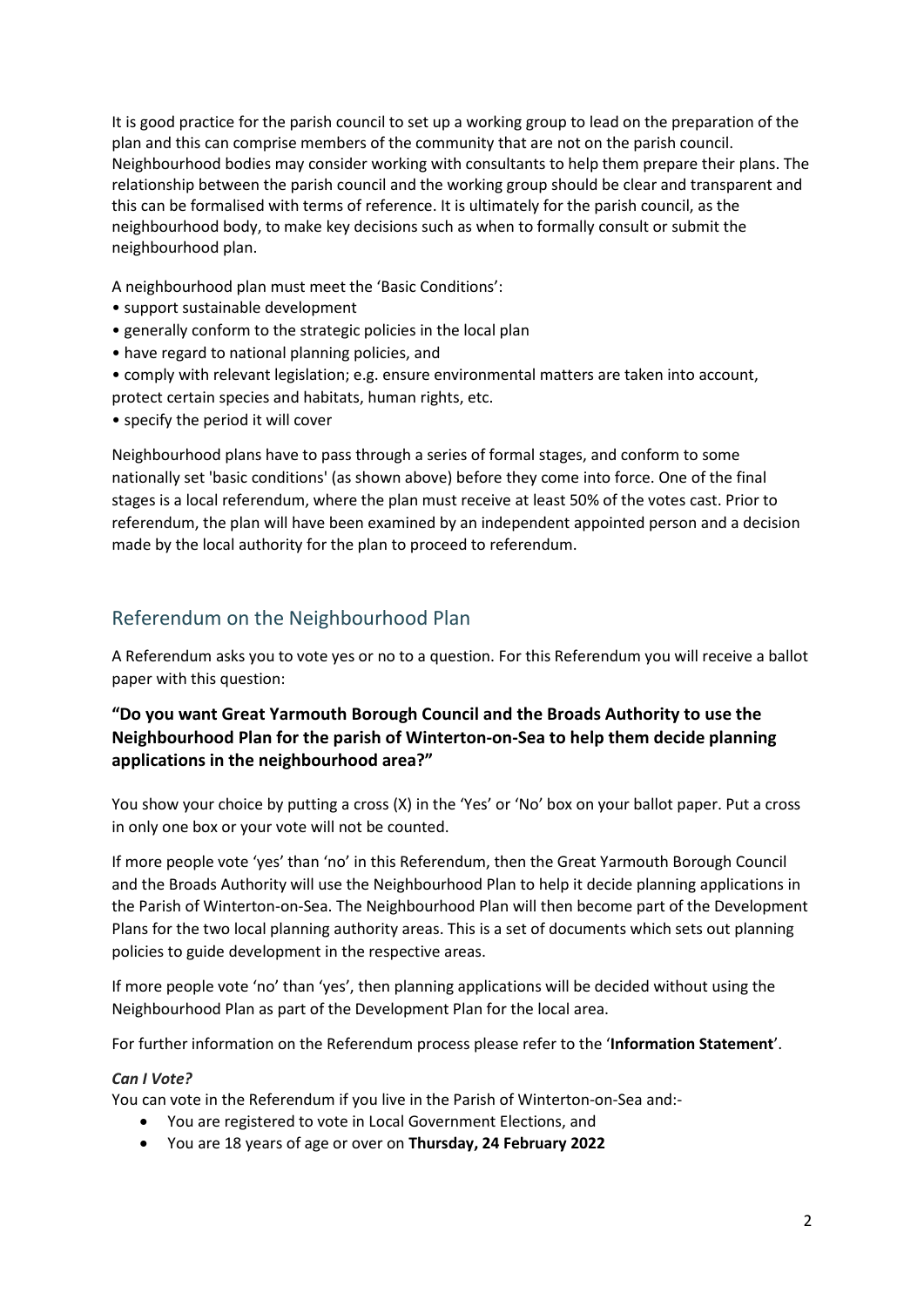It is good practice for the parish council to set up a working group to lead on the preparation of the plan and this can comprise members of the community that are not on the parish council. Neighbourhood bodies may consider working with consultants to help them prepare their plans. The relationship between the parish council and the working group should be clear and transparent and this can be formalised with terms of reference. It is ultimately for the parish council, as the neighbourhood body, to make key decisions such as when to formally consult or submit the neighbourhood plan.

A neighbourhood plan must meet the 'Basic Conditions':

- support sustainable development
- generally conform to the strategic policies in the local plan
- have regard to national planning policies, and
- comply with relevant legislation; e.g. ensure environmental matters are taken into account, protect certain species and habitats, human rights, etc.
- specify the period it will cover

Neighbourhood plans have to pass through a series of formal stages, and conform to some nationally set 'basic conditions' (as shown above) before they come into force. One of the final stages is a local referendum, where the plan must receive at least 50% of the votes cast. Prior to referendum, the plan will have been examined by an independent appointed person and a decision made by the local authority for the plan to proceed to referendum.

## Referendum on the Neighbourhood Plan

A Referendum asks you to vote yes or no to a question. For this Referendum you will receive a ballot paper with this question:

**"Do you want Great Yarmouth Borough Council and the Broads Authority to use the Neighbourhood Plan for the parish of Winterton-on-Sea to help them decide planning applications in the neighbourhood area?"**

You show your choice by putting a cross (X) in the 'Yes' or 'No' box on your ballot paper. Put a cross in only one box or your vote will not be counted.

If more people vote 'yes' than 'no' in this Referendum, then the Great Yarmouth Borough Council and the Broads Authority will use the Neighbourhood Plan to help it decide planning applications in the Parish of Winterton-on-Sea. The Neighbourhood Plan will then become part of the Development Plans for the two local planning authority areas. This is a set of documents which sets out planning policies to guide development in the respective areas.

If more people vote 'no' than 'yes', then planning applications will be decided without using the Neighbourhood Plan as part of the Development Plan for the local area.

For further information on the Referendum process please refer to the '**Information Statement**'.

***Can I Vote?***

You can vote in the Referendum if you live in the Parish of Winterton-on-Sea and:-

- You are registered to vote in Local Government Elections, and
- You are 18 years of age or over on **Thursday, 24 February 2022**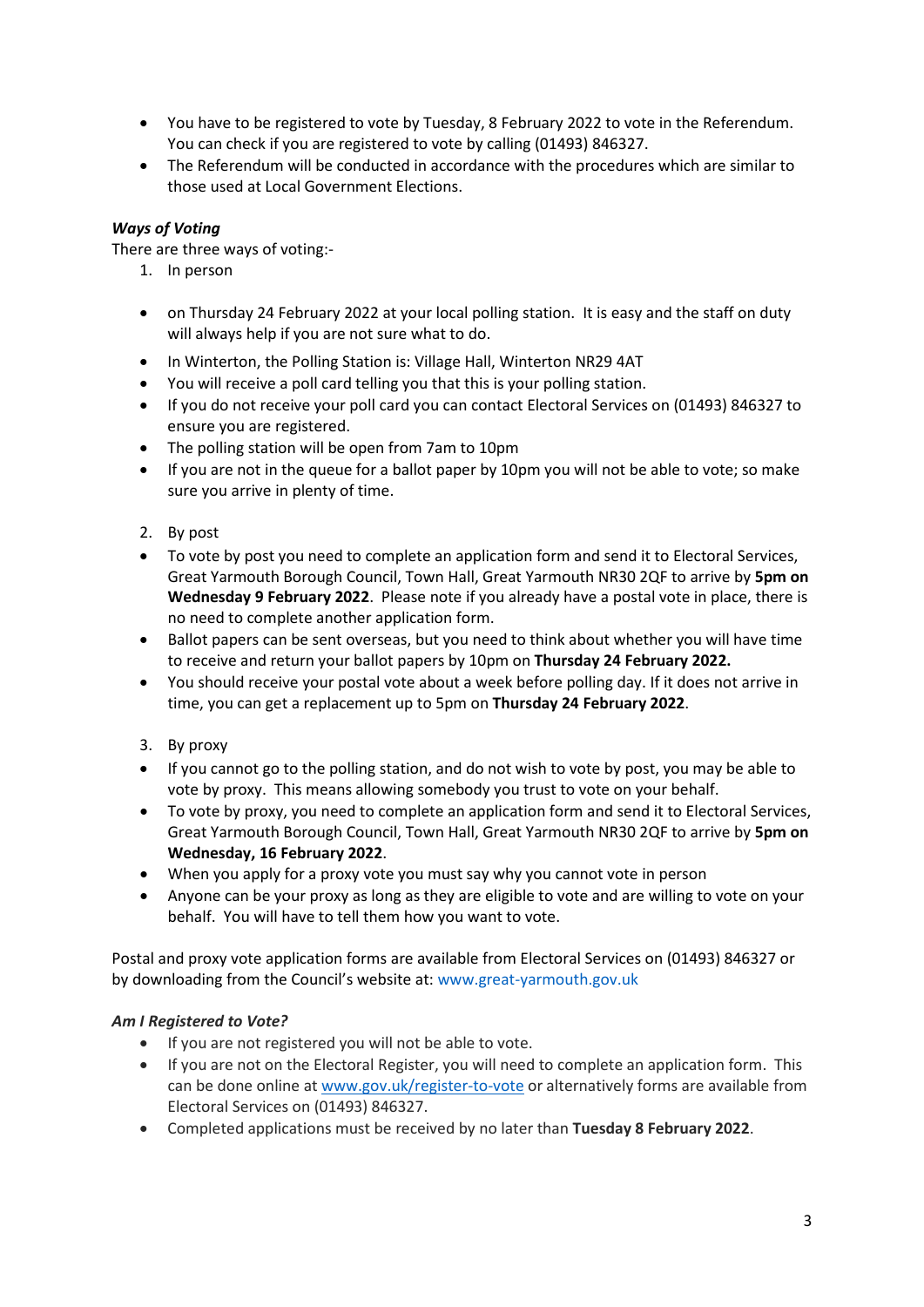- You have to be registered to vote by Tuesday, 8 February 2022 to vote in the Referendum. You can check if you are registered to vote by calling (01493) 846327.
- The Referendum will be conducted in accordance with the procedures which are similar to those used at Local Government Elections.

***Ways of Voting***

There are three ways of voting:-

1. In person

- on Thursday 24 February 2022 at your local polling station. It is easy and the staff on duty will always help if you are not sure what to do.
- In Winterton, the Polling Station is: Village Hall, Winterton NR29 4AT
- You will receive a poll card telling you that this is your polling station.
- If you do not receive your poll card you can contact Electoral Services on (01493) 846327 to ensure you are registered.
- The polling station will be open from 7am to 10pm
- If you are not in the queue for a ballot paper by 10pm you will not be able to vote; so make sure you arrive in plenty of time.

2. By post

- To vote by post you need to complete an application form and send it to Electoral Services, Great Yarmouth Borough Council, Town Hall, Great Yarmouth NR30 2QF to arrive by **5pm on Wednesday 9 February 2022**. Please note if you already have a postal vote in place, there is no need to complete another application form.
- Ballot papers can be sent overseas, but you need to think about whether you will have time to receive and return your ballot papers by 10pm on **Thursday 24 February 2022.**
- You should receive your postal vote about a week before polling day. If it does not arrive in time, you can get a replacement up to 5pm on **Thursday 24 February 2022**.

3. By proxy

- If you cannot go to the polling station, and do not wish to vote by post, you may be able to vote by proxy. This means allowing somebody you trust to vote on your behalf.
- To vote by proxy, you need to complete an application form and send it to Electoral Services, Great Yarmouth Borough Council, Town Hall, Great Yarmouth NR30 2QF to arrive by **5pm on Wednesday, 16 February 2022**.
- When you apply for a proxy vote you must say why you cannot vote in person
- Anyone can be your proxy as long as they are eligible to vote and are willing to vote on your behalf. You will have to tell them how you want to vote.

Postal and proxy vote application forms are available from Electoral Services on (01493) 846327 or by downloading from the Council's website at: www.great-yarmouth.gov.uk

***Am I Registered to Vote?***

- If you are not registered you will not be able to vote.
- If you are not on the Electoral Register, you will need to complete an application form. This can be done online at www.gov.uk/register-to-vote or alternatively forms are available from Electoral Services on (01493) 846327.
- Completed applications must be received by no later than **Tuesday 8 February 2022**.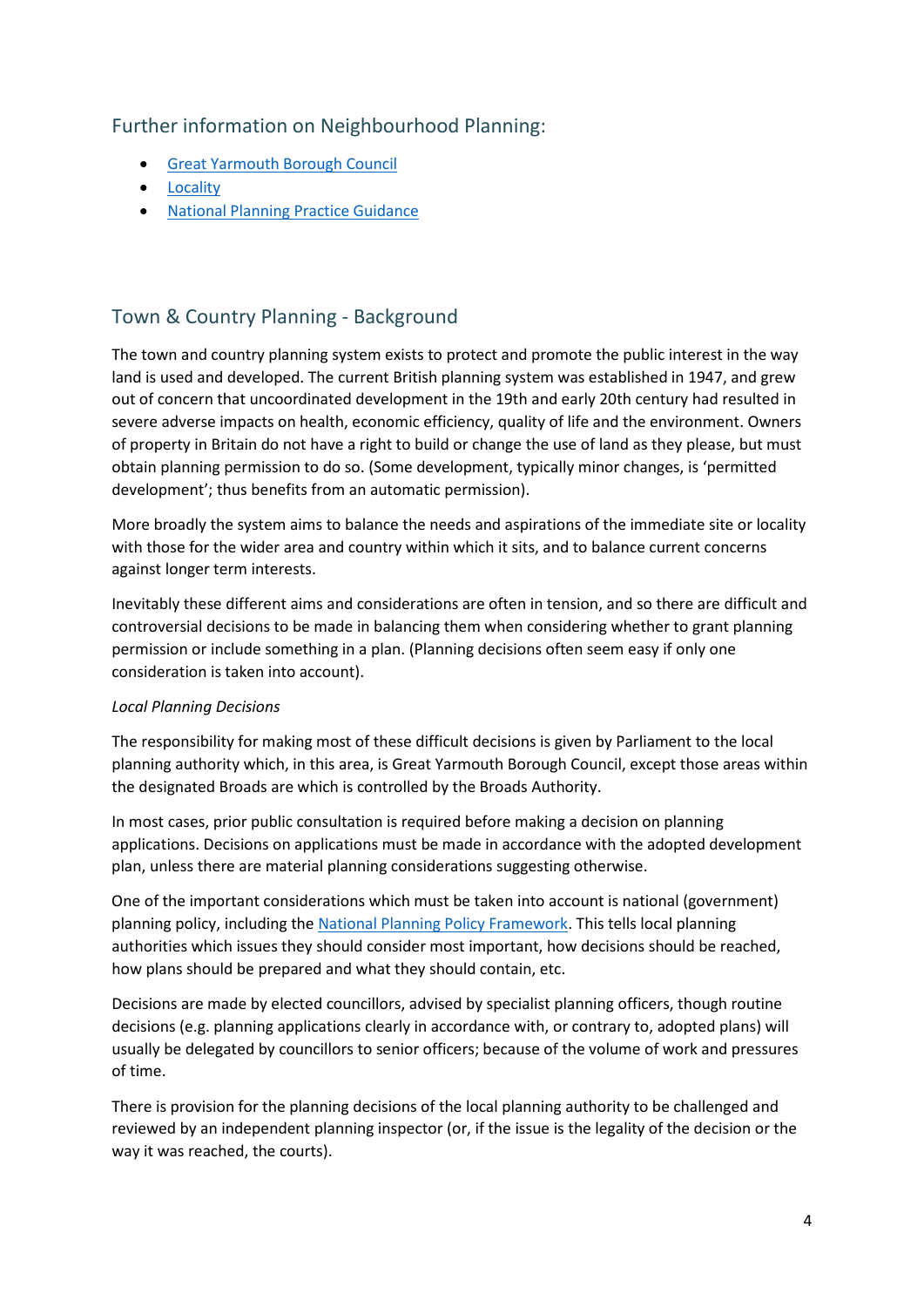## Further information on Neighbourhood Planning:

- Great Yarmouth Borough Council
- Locality
- National Planning Practice Guidance

## Town & Country Planning - Background

The town and country planning system exists to protect and promote the public interest in the way land is used and developed. The current British planning system was established in 1947, and grew out of concern that uncoordinated development in the 19th and early 20th century had resulted in severe adverse impacts on health, economic efficiency, quality of life and the environment. Owners of property in Britain do not have a right to build or change the use of land as they please, but must obtain planning permission to do so. (Some development, typically minor changes, is 'permitted development'; thus benefits from an automatic permission).

More broadly the system aims to balance the needs and aspirations of the immediate site or locality with those for the wider area and country within which it sits, and to balance current concerns against longer term interests.

Inevitably these different aims and considerations are often in tension, and so there are difficult and controversial decisions to be made in balancing them when considering whether to grant planning permission or include something in a plan. (Planning decisions often seem easy if only one consideration is taken into account).

*Local Planning Decisions*

The responsibility for making most of these difficult decisions is given by Parliament to the local planning authority which, in this area, is Great Yarmouth Borough Council, except those areas within the designated Broads are which is controlled by the Broads Authority.

In most cases, prior public consultation is required before making a decision on planning applications. Decisions on applications must be made in accordance with the adopted development plan, unless there are material planning considerations suggesting otherwise.

One of the important considerations which must be taken into account is national (government) planning policy, including the National Planning Policy Framework. This tells local planning authorities which issues they should consider most important, how decisions should be reached, how plans should be prepared and what they should contain, etc.

Decisions are made by elected councillors, advised by specialist planning officers, though routine decisions (e.g. planning applications clearly in accordance with, or contrary to, adopted plans) will usually be delegated by councillors to senior officers; because of the volume of work and pressures of time.

There is provision for the planning decisions of the local planning authority to be challenged and reviewed by an independent planning inspector (or, if the issue is the legality of the decision or the way it was reached, the courts).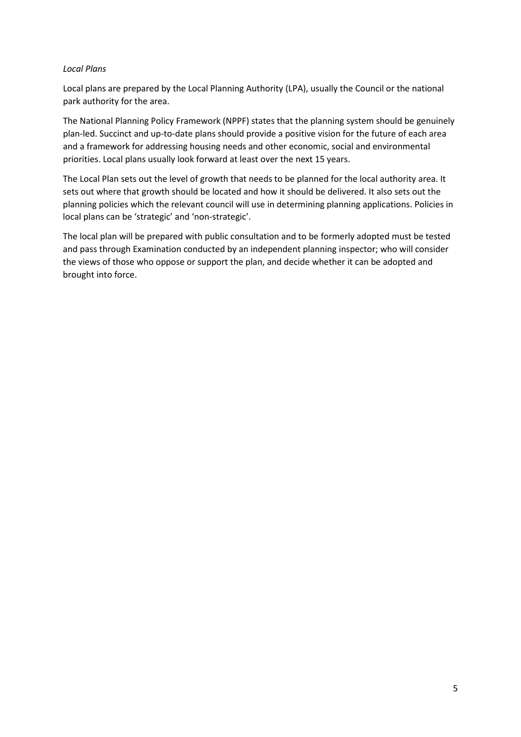*Local Plans*

Local plans are prepared by the Local Planning Authority (LPA), usually the Council or the national park authority for the area.

The National Planning Policy Framework (NPPF) states that the planning system should be genuinely plan-led. Succinct and up-to-date plans should provide a positive vision for the future of each area and a framework for addressing housing needs and other economic, social and environmental priorities. Local plans usually look forward at least over the next 15 years.

The Local Plan sets out the level of growth that needs to be planned for the local authority area. It sets out where that growth should be located and how it should be delivered. It also sets out the planning policies which the relevant council will use in determining planning applications. Policies in local plans can be 'strategic' and 'non-strategic'.

The local plan will be prepared with public consultation and to be formerly adopted must be tested and pass through Examination conducted by an independent planning inspector; who will consider the views of those who oppose or support the plan, and decide whether it can be adopted and brought into force.